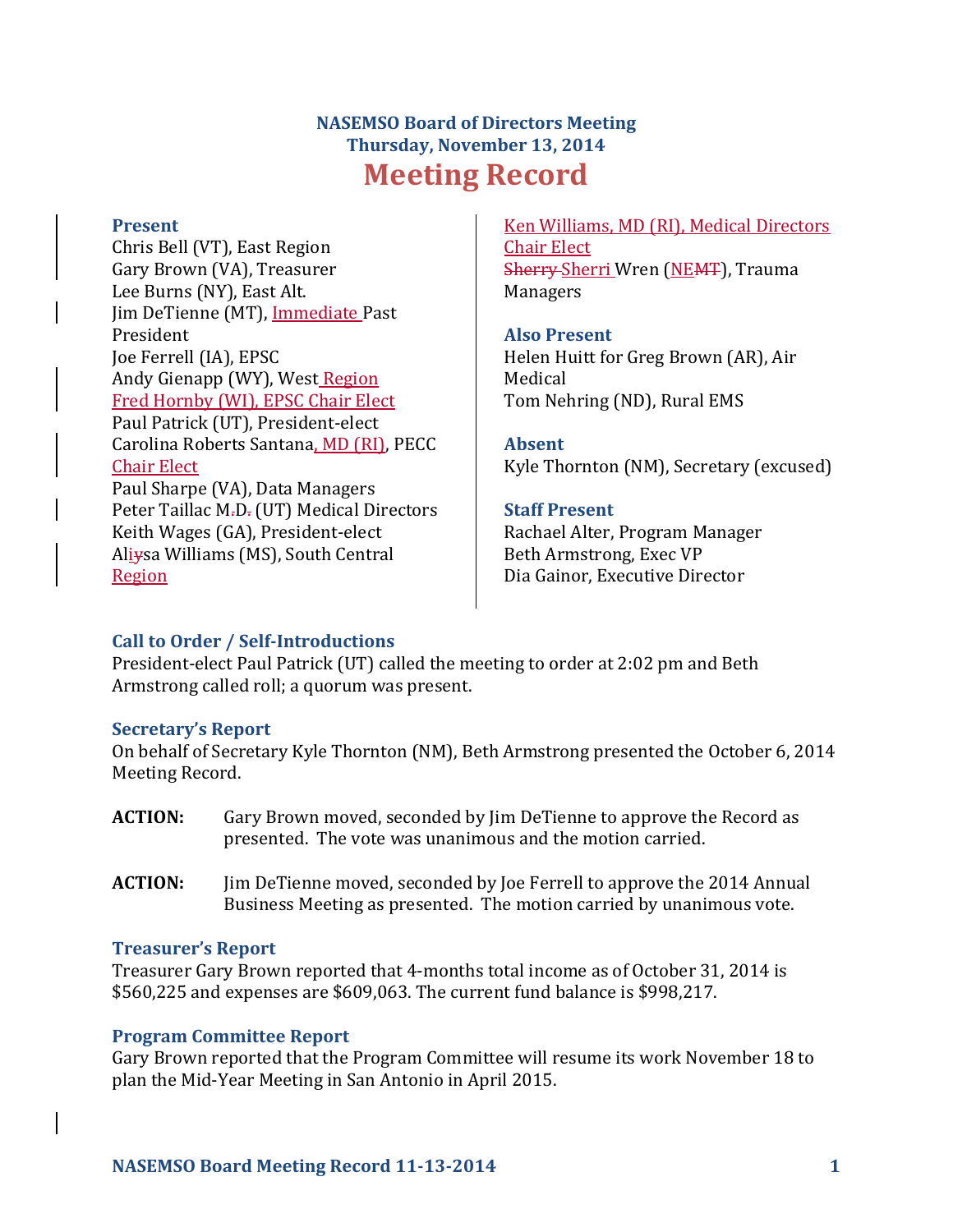## NASEMSO Board of Directors Meeting
## Thursday, November 13, 2014

# Meeting Record

### Present

Chris Bell (VT), East Region
Gary Brown (VA), Treasurer
Lee Burns (NY), East Alt.
Jim DeTienne (MT), Immediate Past President
Joe Ferrell (IA), EPSC
Andy Gienapp (WY), West Region
Fred Hornby (WI), EPSC Chair Elect
Paul Patrick (UT), President-elect
Carolina Roberts Santana, MD (RI), PECC Chair Elect
Paul Sharpe (VA), Data Managers
Peter Taillac M.D. (UT) Medical Directors
Keith Wages (GA), President-elect
Aliysa Williams (MS), South Central Region
Ken Williams, MD (RI), Medical Directors Chair Elect
Sherry Sherri Wren (NEMT), Trauma Managers

### Also Present

Helen Huitt for Greg Brown (AR), Air Medical
Tom Nehring (ND), Rural EMS

### Absent

Kyle Thornton (NM), Secretary (excused)

### Staff Present

Rachael Alter, Program Manager
Beth Armstrong, Exec VP
Dia Gainor, Executive Director

### Call to Order / Self-Introductions

President-elect Paul Patrick (UT) called the meeting to order at 2:02 pm and Beth Armstrong called roll; a quorum was present.

### Secretary's Report

On behalf of Secretary Kyle Thornton (NM), Beth Armstrong presented the October 6, 2014 Meeting Record.

**ACTION:** Gary Brown moved, seconded by Jim DeTienne to approve the Record as presented. The vote was unanimous and the motion carried.

**ACTION:** Jim DeTienne moved, seconded by Joe Ferrell to approve the 2014 Annual Business Meeting as presented. The motion carried by unanimous vote.

### Treasurer's Report

Treasurer Gary Brown reported that 4-months total income as of October 31, 2014 is $560,225 and expenses are $609,063. The current fund balance is $998,217.

### Program Committee Report

Gary Brown reported that the Program Committee will resume its work November 18 to plan the Mid-Year Meeting in San Antonio in April 2015.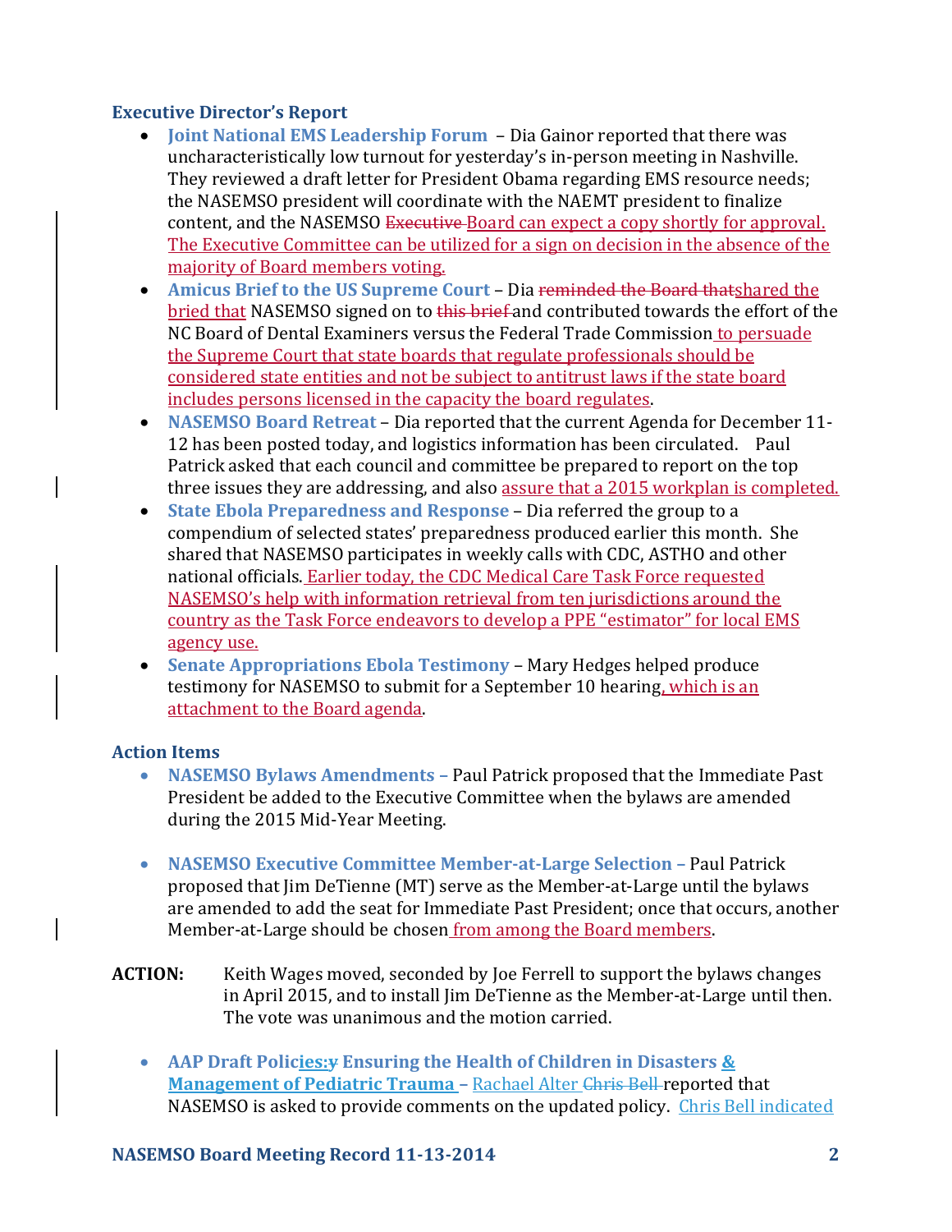### Executive Director's Report

- **Joint National EMS Leadership Forum** – Dia Gainor reported that there was uncharacteristically low turnout for yesterday's in-person meeting in Nashville. They reviewed a draft letter for President Obama regarding EMS resource needs; the NASEMSO president will coordinate with the NAEMT president to finalize content, and the NASEMSO ~~Executive~~ Board can expect a copy shortly for approval. The Executive Committee can be utilized for a sign on decision in the absence of the majority of Board members voting.
- **Amicus Brief to the US Supreme Court** – Dia ~~reminded the Board that~~shared the bried that NASEMSO signed on to ~~this brief~~ and contributed towards the effort of the NC Board of Dental Examiners versus the Federal Trade Commission to persuade the Supreme Court that state boards that regulate professionals should be considered state entities and not be subject to antitrust laws if the state board includes persons licensed in the capacity the board regulates.
- **NASEMSO Board Retreat** – Dia reported that the current Agenda for December 11-12 has been posted today, and logistics information has been circulated. Paul Patrick asked that each council and committee be prepared to report on the top three issues they are addressing, and also assure that a 2015 workplan is completed.
- **State Ebola Preparedness and Response** – Dia referred the group to a compendium of selected states' preparedness produced earlier this month. She shared that NASEMSO participates in weekly calls with CDC, ASTHO and other national officials. Earlier today, the CDC Medical Care Task Force requested NASEMSO's help with information retrieval from ten jurisdictions around the country as the Task Force endeavors to develop a PPE "estimator" for local EMS agency use.
- **Senate Appropriations Ebola Testimony** – Mary Hedges helped produce testimony for NASEMSO to submit for a September 10 hearing, which is an attachment to the Board agenda.

### Action Items

- **NASEMSO Bylaws Amendments** – Paul Patrick proposed that the Immediate Past President be added to the Executive Committee when the bylaws are amended during the 2015 Mid-Year Meeting.

- **NASEMSO Executive Committee Member-at-Large Selection** – Paul Patrick proposed that Jim DeTienne (MT) serve as the Member-at-Large until the bylaws are amended to add the seat for Immediate Past President; once that occurs, another Member-at-Large should be chosen from among the Board members.

**ACTION:** Keith Wages moved, seconded by Joe Ferrell to support the bylaws changes in April 2015, and to install Jim DeTienne as the Member-at-Large until then. The vote was unanimous and the motion carried.

- **AAP Draft Policies: ~~y~~ Ensuring the Health of Children in Disasters & Management of Pediatric Trauma** – Rachael Alter ~~Chris Bell~~ reported that NASEMSO is asked to provide comments on the updated policy. Chris Bell indicated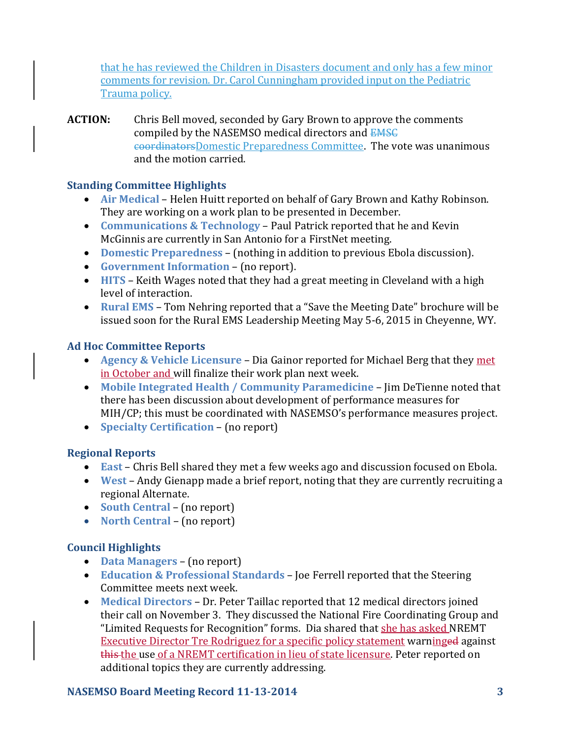that he has reviewed the Children in Disasters document and only has a few minor comments for revision. Dr. Carol Cunningham provided input on the Pediatric Trauma policy.

**ACTION:** Chris Bell moved, seconded by Gary Brown to approve the comments compiled by the NASEMSO medical directors and ~~EMSC coordinators~~Domestic Preparedness Committee. The vote was unanimous and the motion carried.

### Standing Committee Highlights

- **Air Medical** – Helen Huitt reported on behalf of Gary Brown and Kathy Robinson. They are working on a work plan to be presented in December.
- **Communications & Technology** – Paul Patrick reported that he and Kevin McGinnis are currently in San Antonio for a FirstNet meeting.
- **Domestic Preparedness** – (nothing in addition to previous Ebola discussion).
- **Government Information** – (no report).
- **HITS** – Keith Wages noted that they had a great meeting in Cleveland with a high level of interaction.
- **Rural EMS** – Tom Nehring reported that a "Save the Meeting Date" brochure will be issued soon for the Rural EMS Leadership Meeting May 5-6, 2015 in Cheyenne, WY.

### Ad Hoc Committee Reports

- **Agency & Vehicle Licensure** – Dia Gainor reported for Michael Berg that they met in October and will finalize their work plan next week.
- **Mobile Integrated Health / Community Paramedicine** – Jim DeTienne noted that there has been discussion about development of performance measures for MIH/CP; this must be coordinated with NASEMSO's performance measures project.
- **Specialty Certification** – (no report)

### Regional Reports

- **East** – Chris Bell shared they met a few weeks ago and discussion focused on Ebola.
- **West** – Andy Gienapp made a brief report, noting that they are currently recruiting a regional Alternate.
- **South Central** – (no report)
- **North Central** – (no report)

### Council Highlights

- **Data Managers** – (no report)
- **Education & Professional Standards** – Joe Ferrell reported that the Steering Committee meets next week.
- **Medical Directors** – Dr. Peter Taillac reported that 12 medical directors joined their call on November 3. They discussed the National Fire Coordinating Group and "Limited Requests for Recognition" forms. Dia shared that she has asked NREMT Executive Director Tre Rodriguez for a specific policy statement warning~~ed~~ against ~~this~~ the use of a NREMT certification in lieu of state licensure. Peter reported on additional topics they are currently addressing.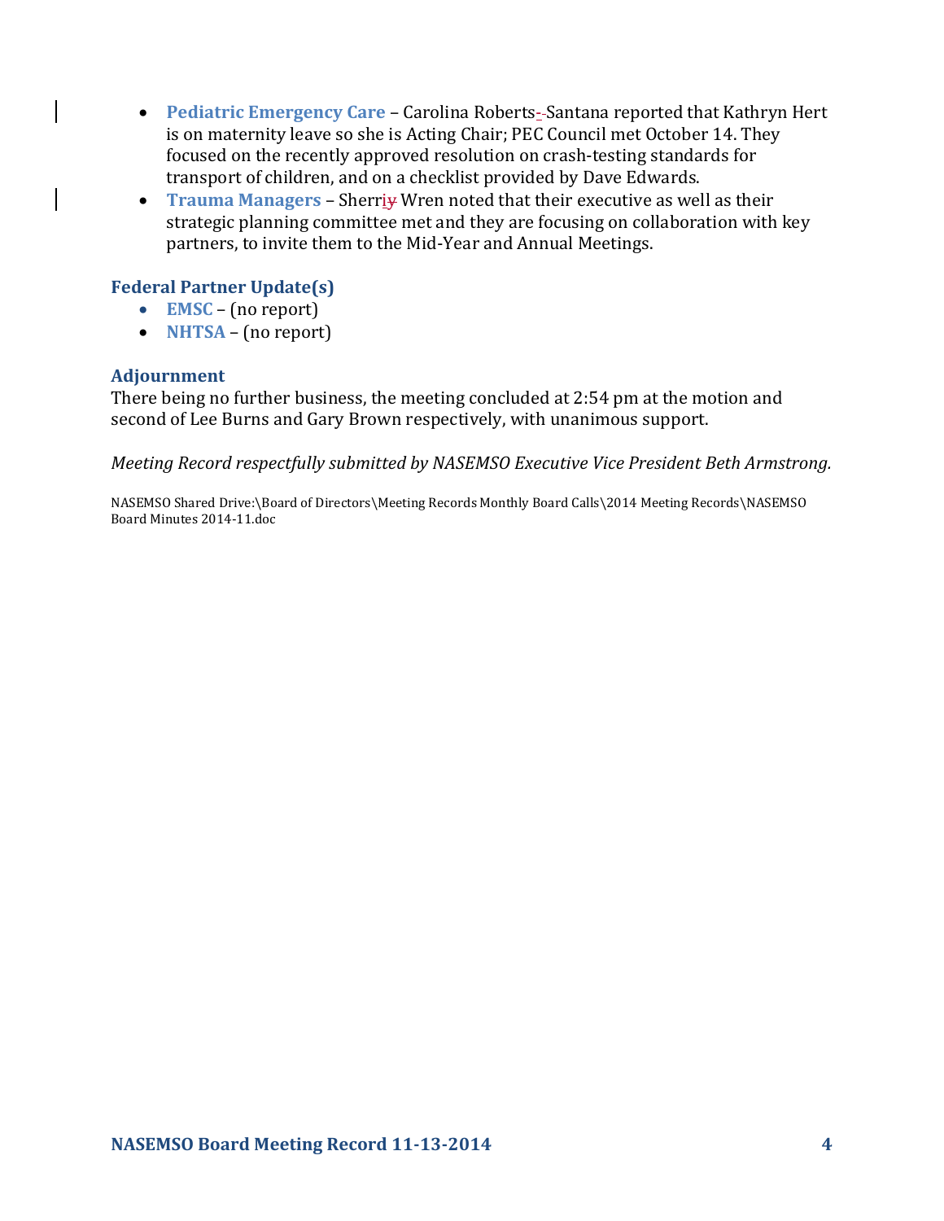- **Pediatric Emergency Care** – Carolina Roberts-Santana reported that Kathryn Hert is on maternity leave so she is Acting Chair; PEC Council met October 14. They focused on the recently approved resolution on crash-testing standards for transport of children, and on a checklist provided by Dave Edwards.
- **Trauma Managers** – Sherri Wren noted that their executive as well as their strategic planning committee met and they are focusing on collaboration with key partners, to invite them to the Mid-Year and Annual Meetings.

### Federal Partner Update(s)

- **EMSC** – (no report)
- **NHTSA** – (no report)

### Adjournment

There being no further business, the meeting concluded at 2:54 pm at the motion and second of Lee Burns and Gary Brown respectively, with unanimous support.

*Meeting Record respectfully submitted by NASEMSO Executive Vice President Beth Armstrong.*

NASEMSO Shared Drive:\Board of Directors\Meeting Records Monthly Board Calls\2014 Meeting Records\NASEMSO Board Minutes 2014-11.doc